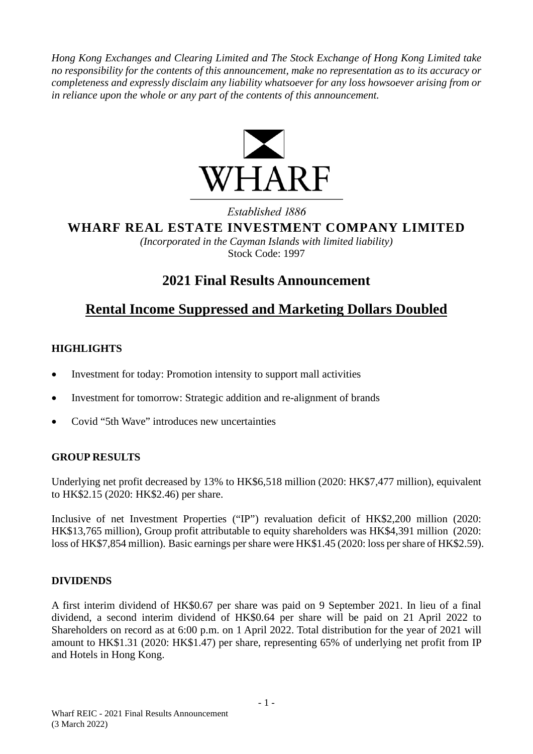*Hong Kong Exchanges and Clearing Limited and The Stock Exchange of Hong Kong Limited take no responsibility for the contents of this announcement, make no representation as to its accuracy or completeness and expressly disclaim any liability whatsoever for any loss howsoever arising from or in reliance upon the whole or any part of the contents of this announcement.*

WHARF

*Established 1886*

**WHARF REAL ESTATE INVESTMENT COMPANY LIMITED**

*(Incorporated in the Cayman Islands with limited liability)*

Stock Code: 1997

# 2021 Final Results Announcement

## Rental Income Suppressed and Marketing Dollars Doubled

### HIGHLIGHTS

- Investment for today: Promotion intensity to support mall activities
- Investment for tomorrow: Strategic addition and re-alignment of brands
- Covid "5th Wave" introduces new uncertainties

### GROUP RESULTS

Underlying net profit decreased by 13% to HK$6,518 million (2020: HK$7,477 million), equivalent to HK$2.15 (2020: HK$2.46) per share.

Inclusive of net Investment Properties ("IP") revaluation deficit of HK$2,200 million (2020: HK$13,765 million), Group profit attributable to equity shareholders was HK$4,391 million (2020: loss of HK$7,854 million). Basic earnings per share were HK$1.45 (2020: loss per share of HK$2.59).

### DIVIDENDS

A first interim dividend of HK$0.67 per share was paid on 9 September 2021. In lieu of a final dividend, a second interim dividend of HK$0.64 per share will be paid on 21 April 2022 to Shareholders on record as at 6:00 p.m. on 1 April 2022. Total distribution for the year of 2021 will amount to HK$1.31 (2020: HK$1.47) per share, representing 65% of underlying net profit from IP and Hotels in Hong Kong.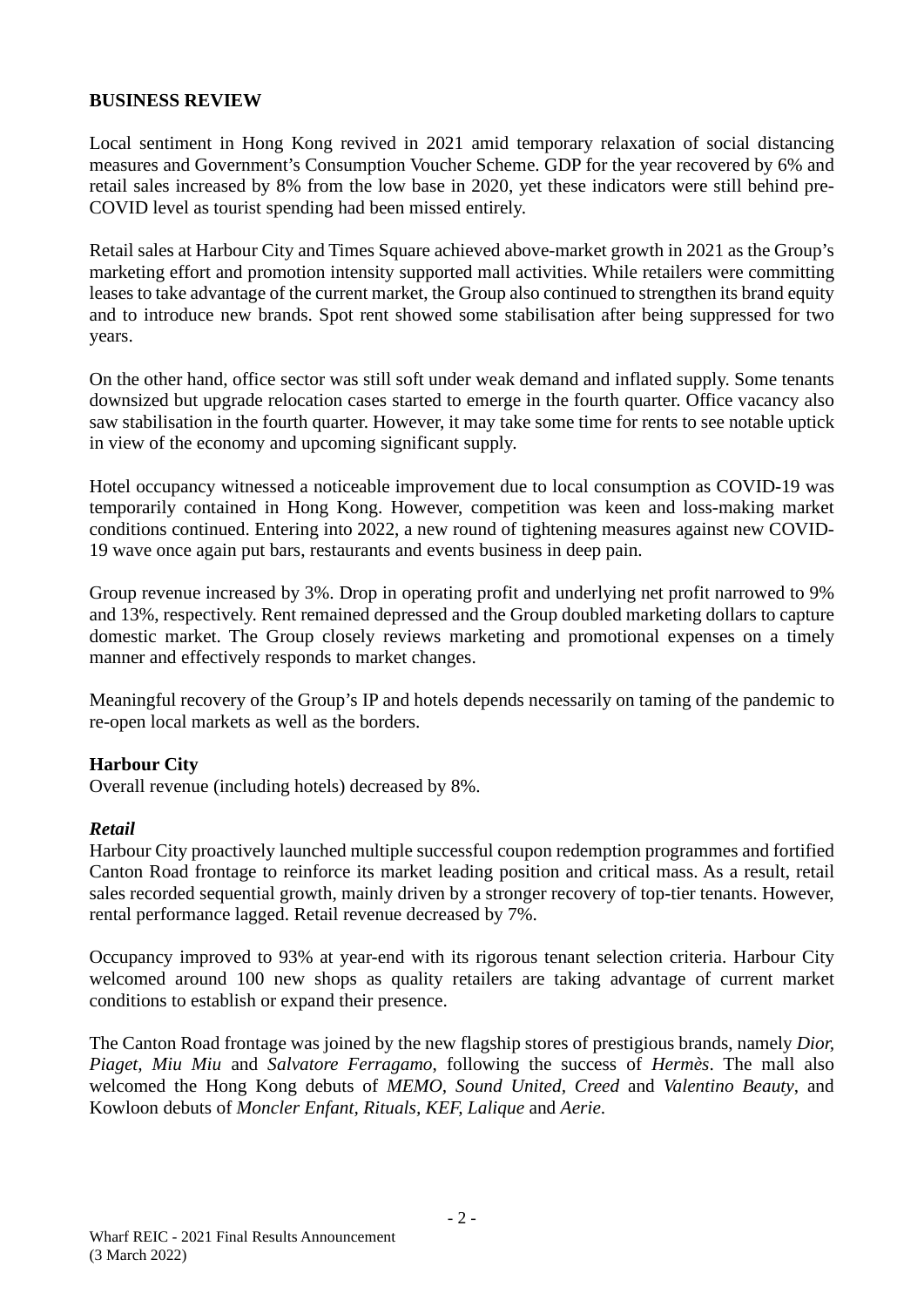## BUSINESS REVIEW

Local sentiment in Hong Kong revived in 2021 amid temporary relaxation of social distancing measures and Government's Consumption Voucher Scheme. GDP for the year recovered by 6% and retail sales increased by 8% from the low base in 2020, yet these indicators were still behind pre-COVID level as tourist spending had been missed entirely.

Retail sales at Harbour City and Times Square achieved above-market growth in 2021 as the Group's marketing effort and promotion intensity supported mall activities. While retailers were committing leases to take advantage of the current market, the Group also continued to strengthen its brand equity and to introduce new brands. Spot rent showed some stabilisation after being suppressed for two years.

On the other hand, office sector was still soft under weak demand and inflated supply. Some tenants downsized but upgrade relocation cases started to emerge in the fourth quarter. Office vacancy also saw stabilisation in the fourth quarter. However, it may take some time for rents to see notable uptick in view of the economy and upcoming significant supply.

Hotel occupancy witnessed a noticeable improvement due to local consumption as COVID-19 was temporarily contained in Hong Kong. However, competition was keen and loss-making market conditions continued. Entering into 2022, a new round of tightening measures against new COVID-19 wave once again put bars, restaurants and events business in deep pain.

Group revenue increased by 3%. Drop in operating profit and underlying net profit narrowed to 9% and 13%, respectively. Rent remained depressed and the Group doubled marketing dollars to capture domestic market. The Group closely reviews marketing and promotional expenses on a timely manner and effectively responds to market changes.

Meaningful recovery of the Group's IP and hotels depends necessarily on taming of the pandemic to re-open local markets as well as the borders.

### Harbour City

Overall revenue (including hotels) decreased by 8%.

#### *Retail*

Harbour City proactively launched multiple successful coupon redemption programmes and fortified Canton Road frontage to reinforce its market leading position and critical mass. As a result, retail sales recorded sequential growth, mainly driven by a stronger recovery of top-tier tenants. However, rental performance lagged. Retail revenue decreased by 7%.

Occupancy improved to 93% at year-end with its rigorous tenant selection criteria. Harbour City welcomed around 100 new shops as quality retailers are taking advantage of current market conditions to establish or expand their presence.

The Canton Road frontage was joined by the new flagship stores of prestigious brands, namely *Dior, Piaget, Miu Miu* and *Salvatore Ferragamo*, following the success of *Hermès*. The mall also welcomed the Hong Kong debuts of *MEMO, Sound United, Creed* and *Valentino Beauty*, and Kowloon debuts of *Moncler Enfant, Rituals, KEF, Lalique* and *Aerie*.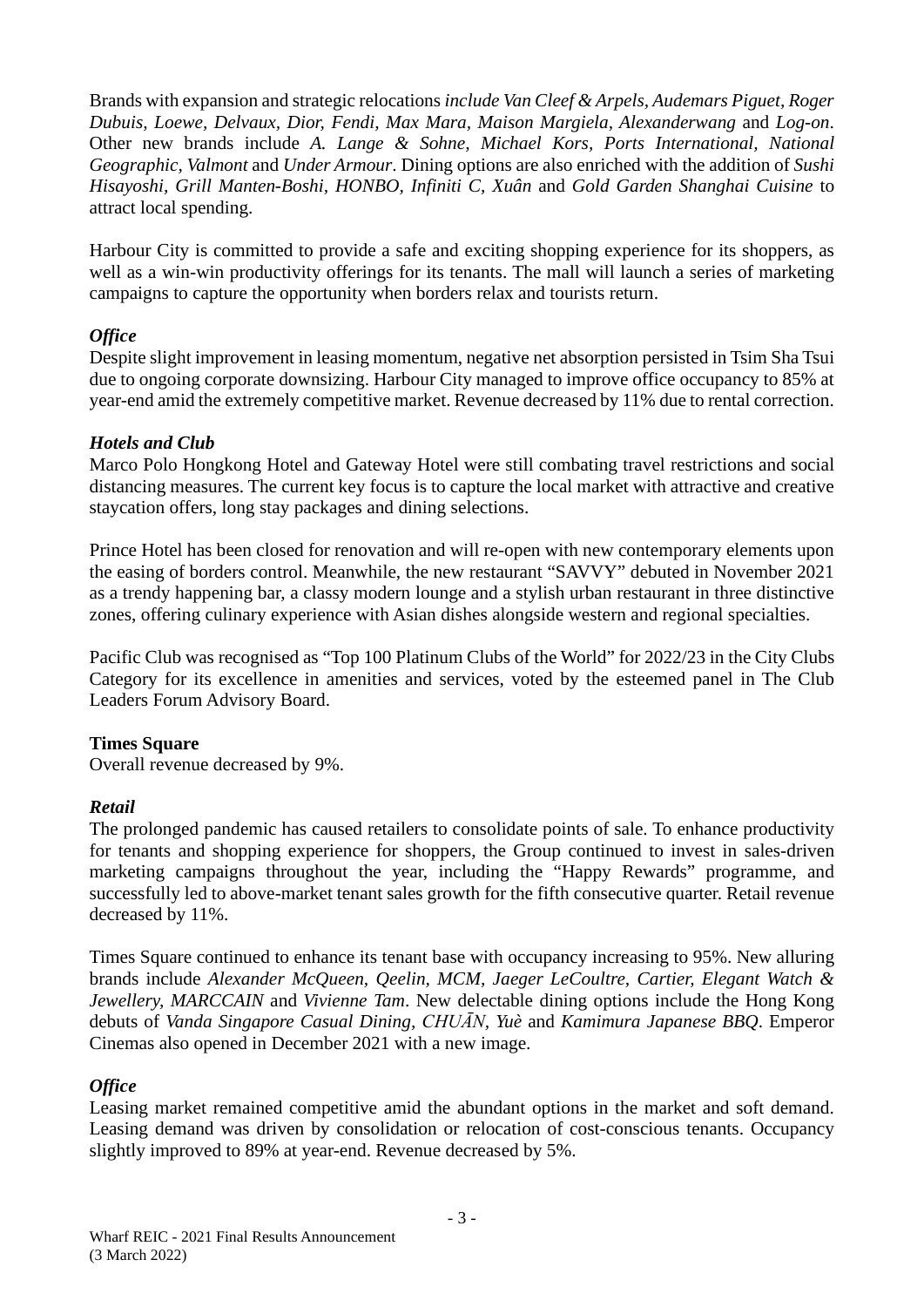Brands with expansion and strategic relocations *include Van Cleef & Arpels, Audemars Piguet, Roger Dubuis, Loewe, Delvaux, Dior, Fendi, Max Mara, Maison Margiela, Alexanderwang* and *Log-on*. Other new brands include *A. Lange & Sohne, Michael Kors, Ports International, National Geographic, Valmont* and *Under Armour*. Dining options are also enriched with the addition of *Sushi Hisayoshi, Grill Manten-Boshi, HONBO, Infiniti C, Xuân* and *Gold Garden Shanghai Cuisine* to attract local spending.

Harbour City is committed to provide a safe and exciting shopping experience for its shoppers, as well as a win-win productivity offerings for its tenants. The mall will launch a series of marketing campaigns to capture the opportunity when borders relax and tourists return.

***Office***

Despite slight improvement in leasing momentum, negative net absorption persisted in Tsim Sha Tsui due to ongoing corporate downsizing. Harbour City managed to improve office occupancy to 85% at year-end amid the extremely competitive market. Revenue decreased by 11% due to rental correction.

***Hotels and Club***

Marco Polo Hongkong Hotel and Gateway Hotel were still combating travel restrictions and social distancing measures. The current key focus is to capture the local market with attractive and creative staycation offers, long stay packages and dining selections.

Prince Hotel has been closed for renovation and will re-open with new contemporary elements upon the easing of borders control. Meanwhile, the new restaurant "SAVVY" debuted in November 2021 as a trendy happening bar, a classy modern lounge and a stylish urban restaurant in three distinctive zones, offering culinary experience with Asian dishes alongside western and regional specialties.

Pacific Club was recognised as "Top 100 Platinum Clubs of the World" for 2022/23 in the City Clubs Category for its excellence in amenities and services, voted by the esteemed panel in The Club Leaders Forum Advisory Board.

**Times Square**

Overall revenue decreased by 9%.

***Retail***

The prolonged pandemic has caused retailers to consolidate points of sale. To enhance productivity for tenants and shopping experience for shoppers, the Group continued to invest in sales-driven marketing campaigns throughout the year, including the "Happy Rewards" programme, and successfully led to above-market tenant sales growth for the fifth consecutive quarter. Retail revenue decreased by 11%.

Times Square continued to enhance its tenant base with occupancy increasing to 95%. New alluring brands include *Alexander McQueen, Qeelin, MCM, Jaeger LeCoultre, Cartier, Elegant Watch & Jewellery, MARCCAIN* and *Vivienne Tam*. New delectable dining options include the Hong Kong debuts of *Vanda Singapore Casual Dining, CHUĀN, Yuè* and *Kamimura Japanese BBQ*. Emperor Cinemas also opened in December 2021 with a new image.

***Office***

Leasing market remained competitive amid the abundant options in the market and soft demand. Leasing demand was driven by consolidation or relocation of cost-conscious tenants. Occupancy slightly improved to 89% at year-end. Revenue decreased by 5%.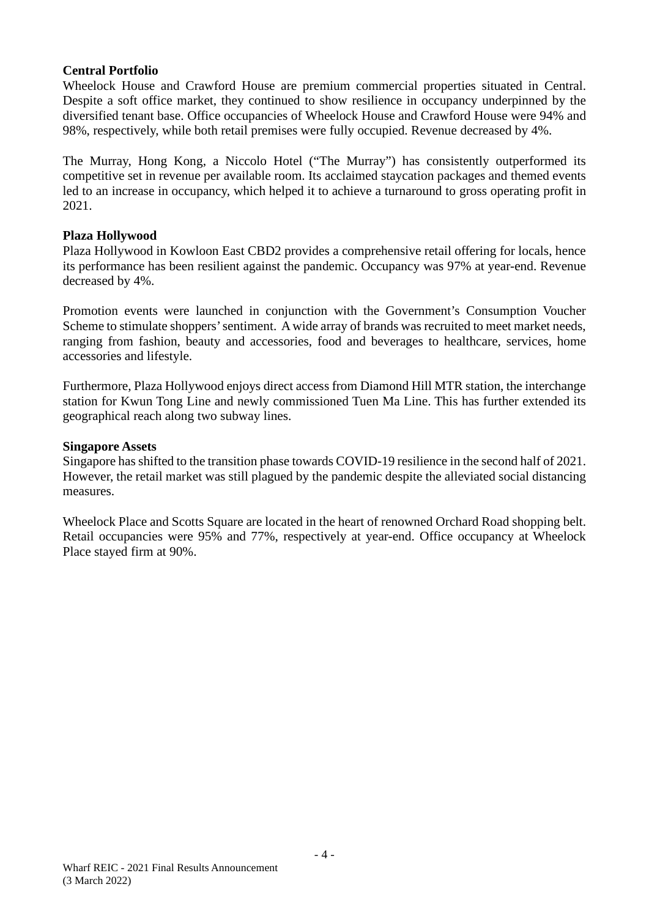**Central Portfolio**

Wheelock House and Crawford House are premium commercial properties situated in Central. Despite a soft office market, they continued to show resilience in occupancy underpinned by the diversified tenant base. Office occupancies of Wheelock House and Crawford House were 94% and 98%, respectively, while both retail premises were fully occupied. Revenue decreased by 4%.

The Murray, Hong Kong, a Niccolo Hotel ("The Murray") has consistently outperformed its competitive set in revenue per available room. Its acclaimed staycation packages and themed events led to an increase in occupancy, which helped it to achieve a turnaround to gross operating profit in 2021.

**Plaza Hollywood**

Plaza Hollywood in Kowloon East CBD2 provides a comprehensive retail offering for locals, hence its performance has been resilient against the pandemic. Occupancy was 97% at year-end. Revenue decreased by 4%.

Promotion events were launched in conjunction with the Government's Consumption Voucher Scheme to stimulate shoppers' sentiment. A wide array of brands was recruited to meet market needs, ranging from fashion, beauty and accessories, food and beverages to healthcare, services, home accessories and lifestyle.

Furthermore, Plaza Hollywood enjoys direct access from Diamond Hill MTR station, the interchange station for Kwun Tong Line and newly commissioned Tuen Ma Line. This has further extended its geographical reach along two subway lines.

**Singapore Assets**

Singapore has shifted to the transition phase towards COVID-19 resilience in the second half of 2021. However, the retail market was still plagued by the pandemic despite the alleviated social distancing measures.

Wheelock Place and Scotts Square are located in the heart of renowned Orchard Road shopping belt. Retail occupancies were 95% and 77%, respectively at year-end. Office occupancy at Wheelock Place stayed firm at 90%.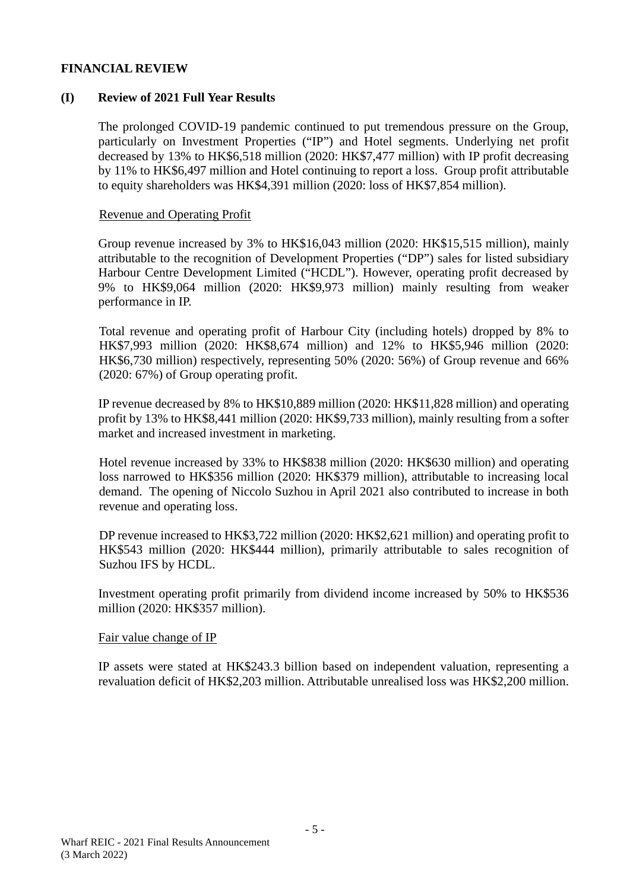## FINANCIAL REVIEW

### (I) Review of 2021 Full Year Results

The prolonged COVID-19 pandemic continued to put tremendous pressure on the Group, particularly on Investment Properties ("IP") and Hotel segments. Underlying net profit decreased by 13% to HK$6,518 million (2020: HK$7,477 million) with IP profit decreasing by 11% to HK$6,497 million and Hotel continuing to report a loss. Group profit attributable to equity shareholders was HK$4,391 million (2020: loss of HK$7,854 million).

Revenue and Operating Profit

Group revenue increased by 3% to HK$16,043 million (2020: HK$15,515 million), mainly attributable to the recognition of Development Properties ("DP") sales for listed subsidiary Harbour Centre Development Limited ("HCDL"). However, operating profit decreased by 9% to HK$9,064 million (2020: HK$9,973 million) mainly resulting from weaker performance in IP.

Total revenue and operating profit of Harbour City (including hotels) dropped by 8% to HK$7,993 million (2020: HK$8,674 million) and 12% to HK$5,946 million (2020: HK$6,730 million) respectively, representing 50% (2020: 56%) of Group revenue and 66% (2020: 67%) of Group operating profit.

IP revenue decreased by 8% to HK$10,889 million (2020: HK$11,828 million) and operating profit by 13% to HK$8,441 million (2020: HK$9,733 million), mainly resulting from a softer market and increased investment in marketing.

Hotel revenue increased by 33% to HK$838 million (2020: HK$630 million) and operating loss narrowed to HK$356 million (2020: HK$379 million), attributable to increasing local demand. The opening of Niccolo Suzhou in April 2021 also contributed to increase in both revenue and operating loss.

DP revenue increased to HK$3,722 million (2020: HK$2,621 million) and operating profit to HK$543 million (2020: HK$444 million), primarily attributable to sales recognition of Suzhou IFS by HCDL.

Investment operating profit primarily from dividend income increased by 50% to HK$536 million (2020: HK$357 million).

Fair value change of IP

IP assets were stated at HK$243.3 billion based on independent valuation, representing a revaluation deficit of HK$2,203 million. Attributable unrealised loss was HK$2,200 million.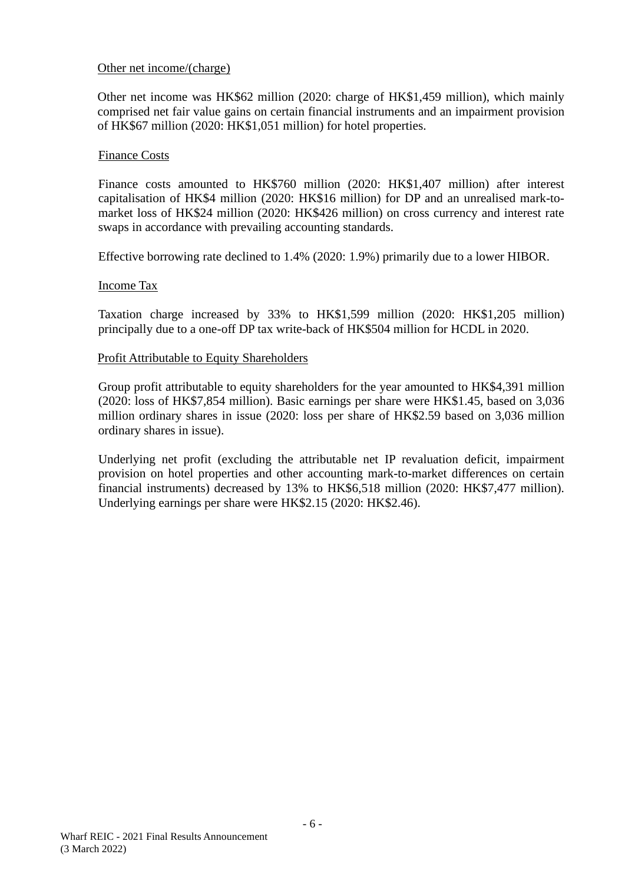Other net income/(charge)

Other net income was HK$62 million (2020: charge of HK$1,459 million), which mainly comprised net fair value gains on certain financial instruments and an impairment provision of HK$67 million (2020: HK$1,051 million) for hotel properties.

Finance Costs

Finance costs amounted to HK$760 million (2020: HK$1,407 million) after interest capitalisation of HK$4 million (2020: HK$16 million) for DP and an unrealised mark-to-market loss of HK$24 million (2020: HK$426 million) on cross currency and interest rate swaps in accordance with prevailing accounting standards.

Effective borrowing rate declined to 1.4% (2020: 1.9%) primarily due to a lower HIBOR.

Income Tax

Taxation charge increased by 33% to HK$1,599 million (2020: HK$1,205 million) principally due to a one-off DP tax write-back of HK$504 million for HCDL in 2020.

Profit Attributable to Equity Shareholders

Group profit attributable to equity shareholders for the year amounted to HK$4,391 million (2020: loss of HK$7,854 million). Basic earnings per share were HK$1.45, based on 3,036 million ordinary shares in issue (2020: loss per share of HK$2.59 based on 3,036 million ordinary shares in issue).

Underlying net profit (excluding the attributable net IP revaluation deficit, impairment provision on hotel properties and other accounting mark-to-market differences on certain financial instruments) decreased by 13% to HK$6,518 million (2020: HK$7,477 million). Underlying earnings per share were HK$2.15 (2020: HK$2.46).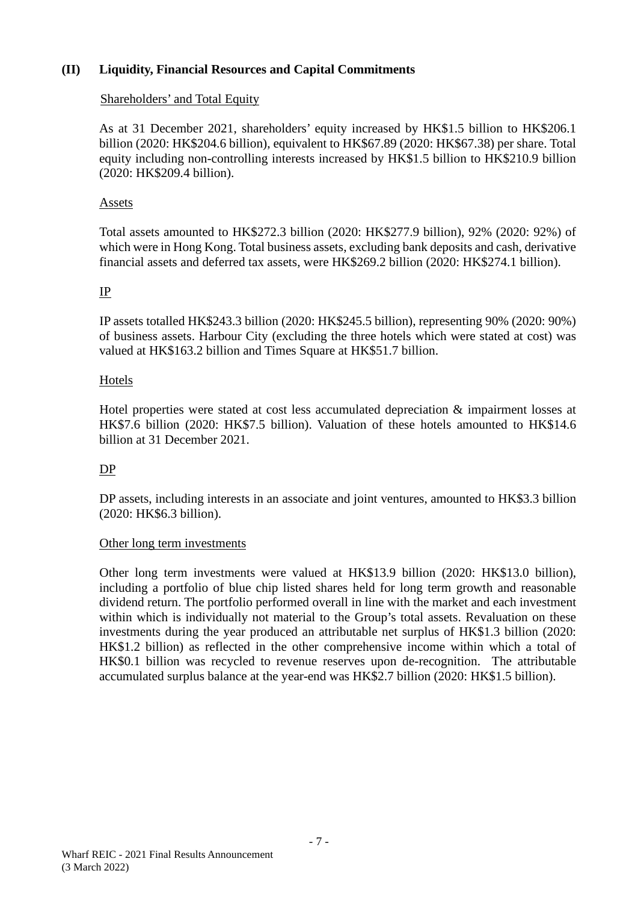## (II) Liquidity, Financial Resources and Capital Commitments

Shareholders' and Total Equity

As at 31 December 2021, shareholders' equity increased by HK$1.5 billion to HK$206.1 billion (2020: HK$204.6 billion), equivalent to HK$67.89 (2020: HK$67.38) per share. Total equity including non-controlling interests increased by HK$1.5 billion to HK$210.9 billion (2020: HK$209.4 billion).

Assets

Total assets amounted to HK$272.3 billion (2020: HK$277.9 billion), 92% (2020: 92%) of which were in Hong Kong. Total business assets, excluding bank deposits and cash, derivative financial assets and deferred tax assets, were HK$269.2 billion (2020: HK$274.1 billion).

IP

IP assets totalled HK$243.3 billion (2020: HK$245.5 billion), representing 90% (2020: 90%) of business assets. Harbour City (excluding the three hotels which were stated at cost) was valued at HK$163.2 billion and Times Square at HK$51.7 billion.

Hotels

Hotel properties were stated at cost less accumulated depreciation & impairment losses at HK$7.6 billion (2020: HK$7.5 billion). Valuation of these hotels amounted to HK$14.6 billion at 31 December 2021.

DP

DP assets, including interests in an associate and joint ventures, amounted to HK$3.3 billion (2020: HK$6.3 billion).

Other long term investments

Other long term investments were valued at HK$13.9 billion (2020: HK$13.0 billion), including a portfolio of blue chip listed shares held for long term growth and reasonable dividend return. The portfolio performed overall in line with the market and each investment within which is individually not material to the Group's total assets. Revaluation on these investments during the year produced an attributable net surplus of HK$1.3 billion (2020: HK$1.2 billion) as reflected in the other comprehensive income within which a total of HK$0.1 billion was recycled to revenue reserves upon de-recognition. The attributable accumulated surplus balance at the year-end was HK$2.7 billion (2020: HK$1.5 billion).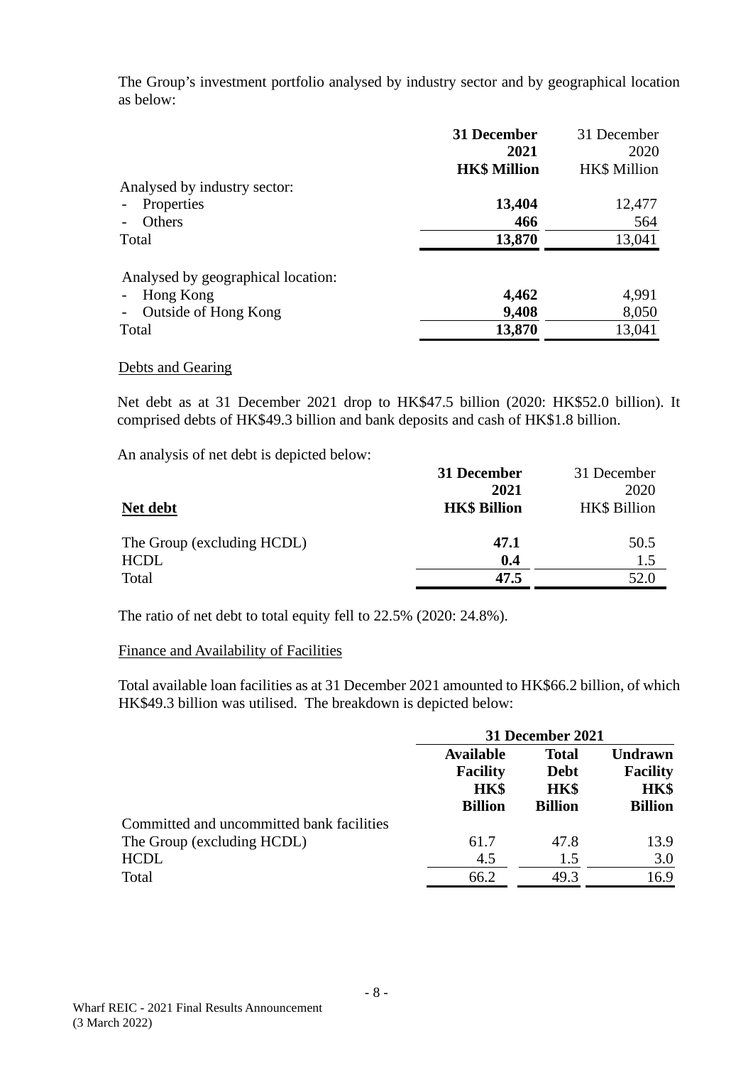The Group's investment portfolio analysed by industry sector and by geographical location as below:

| | **31 December 2021 HK$ Million** | 31 December 2020 HK$ Million |
|---|---|---|
| Analysed by industry sector: | | |
| - Properties | **13,404** | 12,477 |
| - Others | **466** | 564 |
| Total | **13,870** | 13,041 |
| | | |
| Analysed by geographical location: | | |
| - Hong Kong | **4,462** | 4,991 |
| - Outside of Hong Kong | **9,408** | 8,050 |
| Total | **13,870** | 13,041 |

Debts and Gearing

Net debt as at 31 December 2021 drop to HK$47.5 billion (2020: HK$52.0 billion). It comprised debts of HK$49.3 billion and bank deposits and cash of HK$1.8 billion.

An analysis of net debt is depicted below:

| **Net debt** | **31 December 2021 HK$ Billion** | 31 December 2020 HK$ Billion |
|---|---|---|
| The Group (excluding HCDL) | **47.1** | 50.5 |
| HCDL | **0.4** | 1.5 |
| Total | **47.5** | 52.0 |

The ratio of net debt to total equity fell to 22.5% (2020: 24.8%).

Finance and Availability of Facilities

Total available loan facilities as at 31 December 2021 amounted to HK$66.2 billion, of which HK$49.3 billion was utilised. The breakdown is depicted below:

| | **31 December 2021** | | |
|---|---|---|---|
| | **Available Facility HK$ Billion** | **Total Debt HK$ Billion** | **Undrawn Facility HK$ Billion** |
| Committed and uncommitted bank facilities | | | |
| The Group (excluding HCDL) | 61.7 | 47.8 | 13.9 |
| HCDL | 4.5 | 1.5 | 3.0 |
| Total | 66.2 | 49.3 | 16.9 |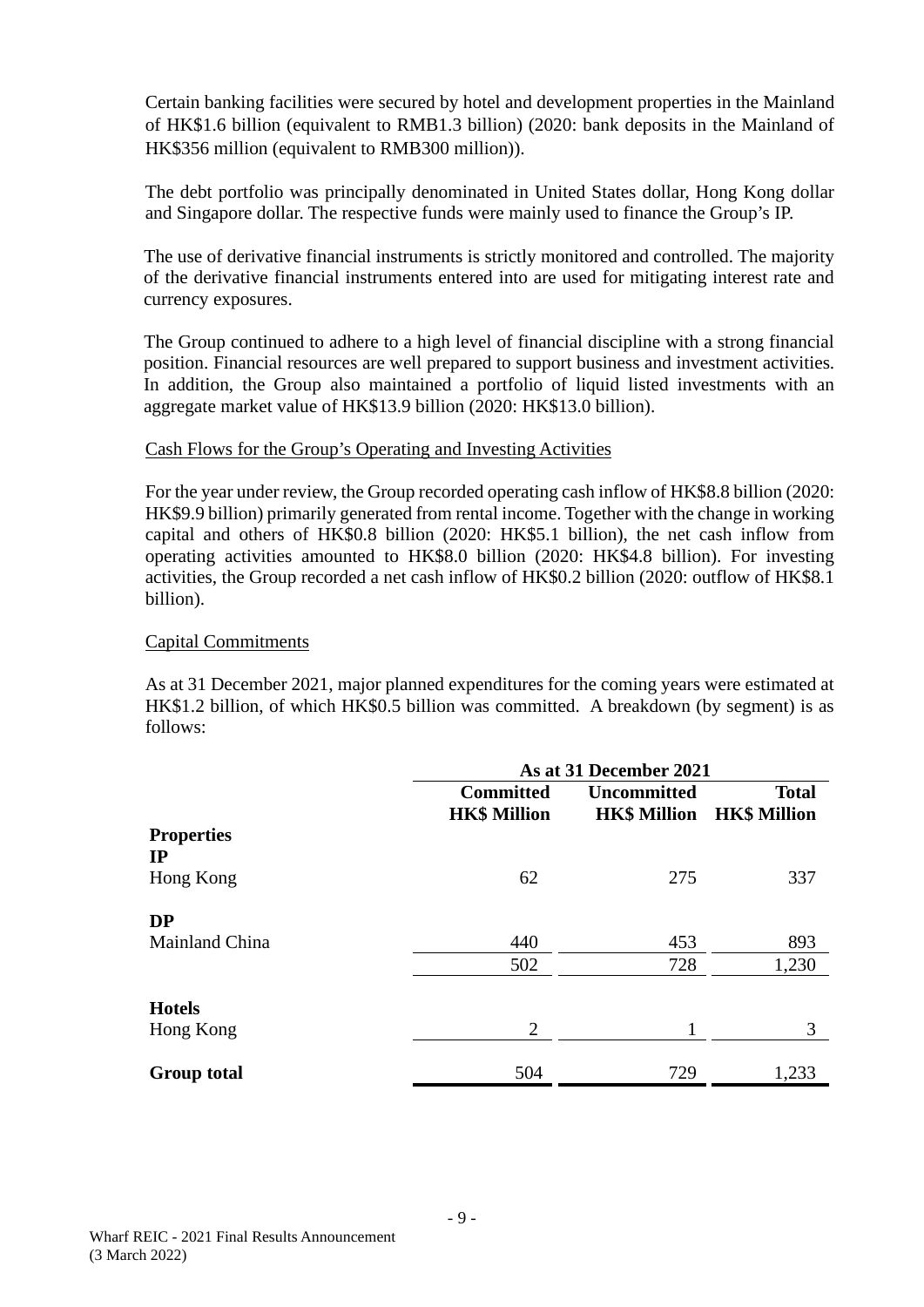Certain banking facilities were secured by hotel and development properties in the Mainland of HK$1.6 billion (equivalent to RMB1.3 billion) (2020: bank deposits in the Mainland of HK$356 million (equivalent to RMB300 million)).

The debt portfolio was principally denominated in United States dollar, Hong Kong dollar and Singapore dollar. The respective funds were mainly used to finance the Group's IP.

The use of derivative financial instruments is strictly monitored and controlled. The majority of the derivative financial instruments entered into are used for mitigating interest rate and currency exposures.

The Group continued to adhere to a high level of financial discipline with a strong financial position. Financial resources are well prepared to support business and investment activities. In addition, the Group also maintained a portfolio of liquid listed investments with an aggregate market value of HK$13.9 billion (2020: HK$13.0 billion).

Cash Flows for the Group's Operating and Investing Activities

For the year under review, the Group recorded operating cash inflow of HK$8.8 billion (2020: HK$9.9 billion) primarily generated from rental income. Together with the change in working capital and others of HK$0.8 billion (2020: HK$5.1 billion), the net cash inflow from operating activities amounted to HK$8.0 billion (2020: HK$4.8 billion). For investing activities, the Group recorded a net cash inflow of HK$0.2 billion (2020: outflow of HK$8.1 billion).

Capital Commitments

As at 31 December 2021, major planned expenditures for the coming years were estimated at HK$1.2 billion, of which HK$0.5 billion was committed. A breakdown (by segment) is as follows:

| | As at 31 December 2021 | | |
|---|---|---|---|
| | **Committed HK$ Million** | **Uncommitted HK$ Million** | **Total HK$ Million** |
| **Properties** | | | |
| **IP** | | | |
| Hong Kong | 62 | 275 | 337 |
| **DP** | | | |
| Mainland China | 440 | 453 | 893 |
| | 502 | 728 | 1,230 |
| **Hotels** | | | |
| Hong Kong | 2 | 1 | 3 |
| **Group total** | 504 | 729 | 1,233 |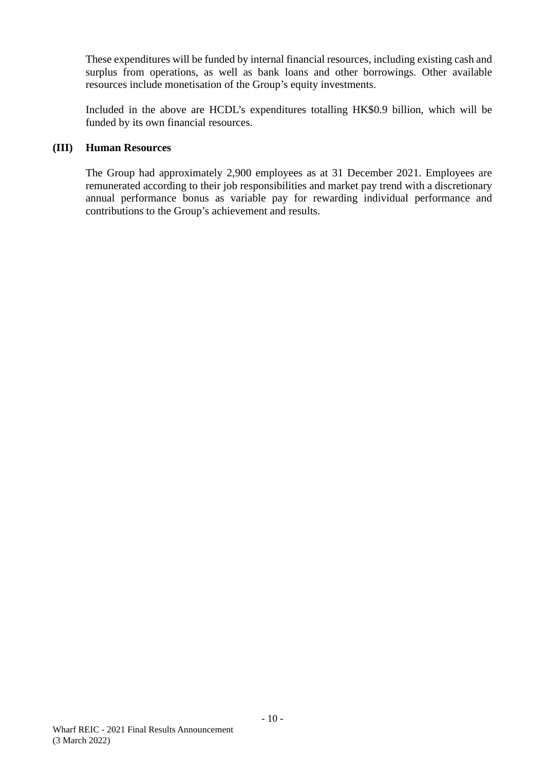These expenditures will be funded by internal financial resources, including existing cash and surplus from operations, as well as bank loans and other borrowings. Other available resources include monetisation of the Group's equity investments.

Included in the above are HCDL's expenditures totalling HK$0.9 billion, which will be funded by its own financial resources.

**(III) Human Resources**

The Group had approximately 2,900 employees as at 31 December 2021. Employees are remunerated according to their job responsibilities and market pay trend with a discretionary annual performance bonus as variable pay for rewarding individual performance and contributions to the Group's achievement and results.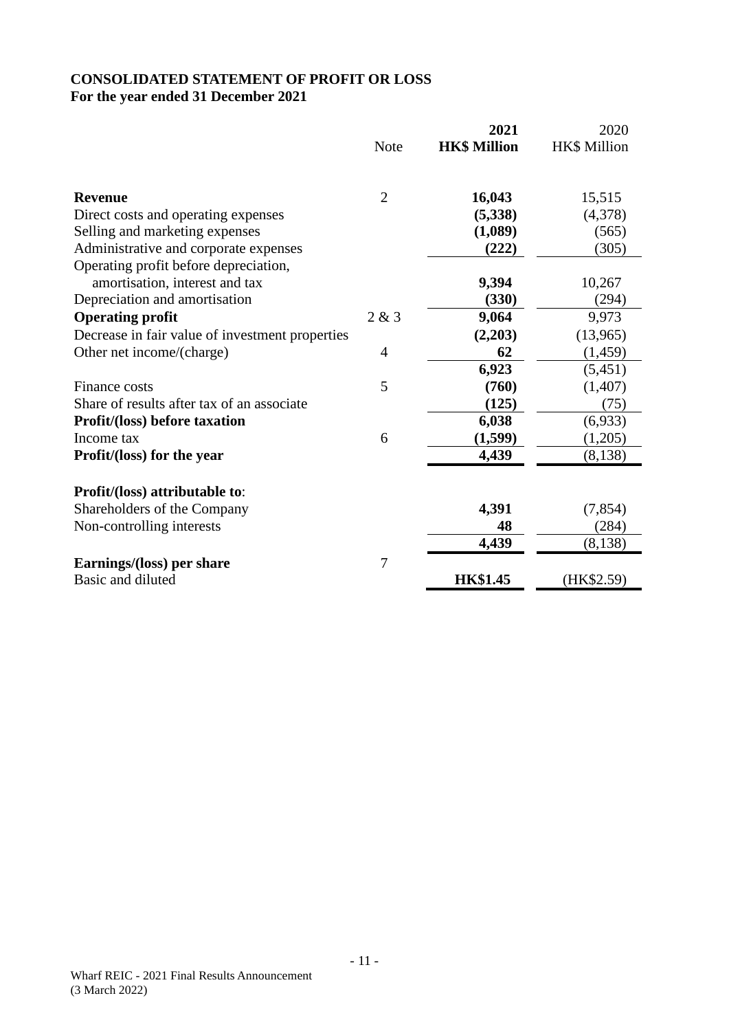**CONSOLIDATED STATEMENT OF PROFIT OR LOSS**
**For the year ended 31 December 2021**

| | Note | **2021** **HK$ Million** | 2020 HK$ Million |
|---|---|---|---|
| **Revenue** | 2 | **16,043** | 15,515 |
| Direct costs and operating expenses | | **(5,338)** | (4,378) |
| Selling and marketing expenses | | **(1,089)** | (565) |
| Administrative and corporate expenses | | **(222)** | (305) |
| Operating profit before depreciation, amortisation, interest and tax | | **9,394** | 10,267 |
| Depreciation and amortisation | | **(330)** | (294) |
| **Operating profit** | 2 & 3 | **9,064** | 9,973 |
| Decrease in fair value of investment properties | | **(2,203)** | (13,965) |
| Other net income/(charge) | 4 | **62** | (1,459) |
| | | **6,923** | (5,451) |
| Finance costs | 5 | **(760)** | (1,407) |
| Share of results after tax of an associate | | **(125)** | (75) |
| **Profit/(loss) before taxation** | | **6,038** | (6,933) |
| Income tax | 6 | **(1,599)** | (1,205) |
| **Profit/(loss) for the year** | | **4,439** | (8,138) |
| | | | |
| **Profit/(loss) attributable to**: | | | |
| Shareholders of the Company | | **4,391** | (7,854) |
| Non-controlling interests | | **48** | (284) |
| | | **4,439** | (8,138) |
| | | | |
| **Earnings/(loss) per share** | 7 | | |
| Basic and diluted | | **HK$1.45** | (HK$2.59) |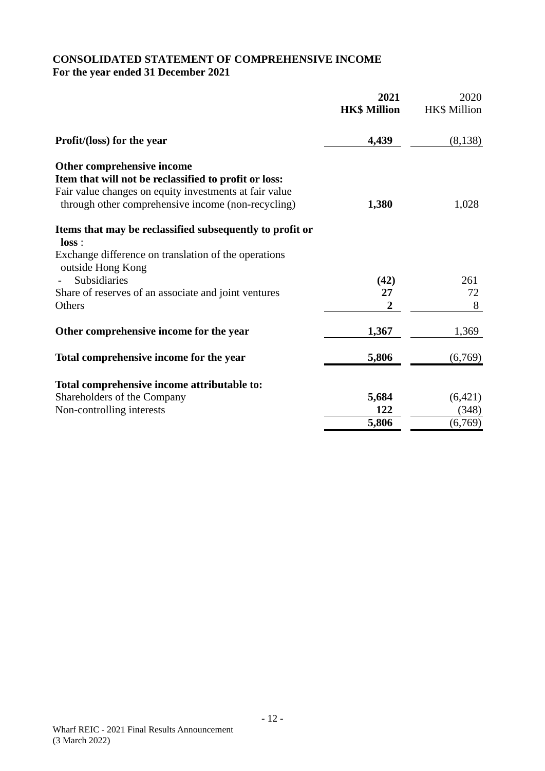**CONSOLIDATED STATEMENT OF COMPREHENSIVE INCOME**
**For the year ended 31 December 2021**

| | **2021 HK$ Million** | 2020 HK$ Million |
|---|---|---|
| **Profit/(loss) for the year** | **4,439** | (8,138) |
| **Other comprehensive income** | | |
| **Item that will not be reclassified to profit or loss:** | | |
| Fair value changes on equity investments at fair value through other comprehensive income (non-recycling) | **1,380** | 1,028 |
| **Items that may be reclassified subsequently to profit or loss** : | | |
| Exchange difference on translation of the operations outside Hong Kong | | |
| - Subsidiaries | **(42)** | 261 |
| Share of reserves of an associate and joint ventures | **27** | 72 |
| Others | **2** | 8 |
| **Other comprehensive income for the year** | **1,367** | 1,369 |
| **Total comprehensive income for the year** | **5,806** | (6,769) |
| **Total comprehensive income attributable to:** | | |
| Shareholders of the Company | **5,684** | (6,421) |
| Non-controlling interests | **122** | (348) |
| | **5,806** | (6,769) |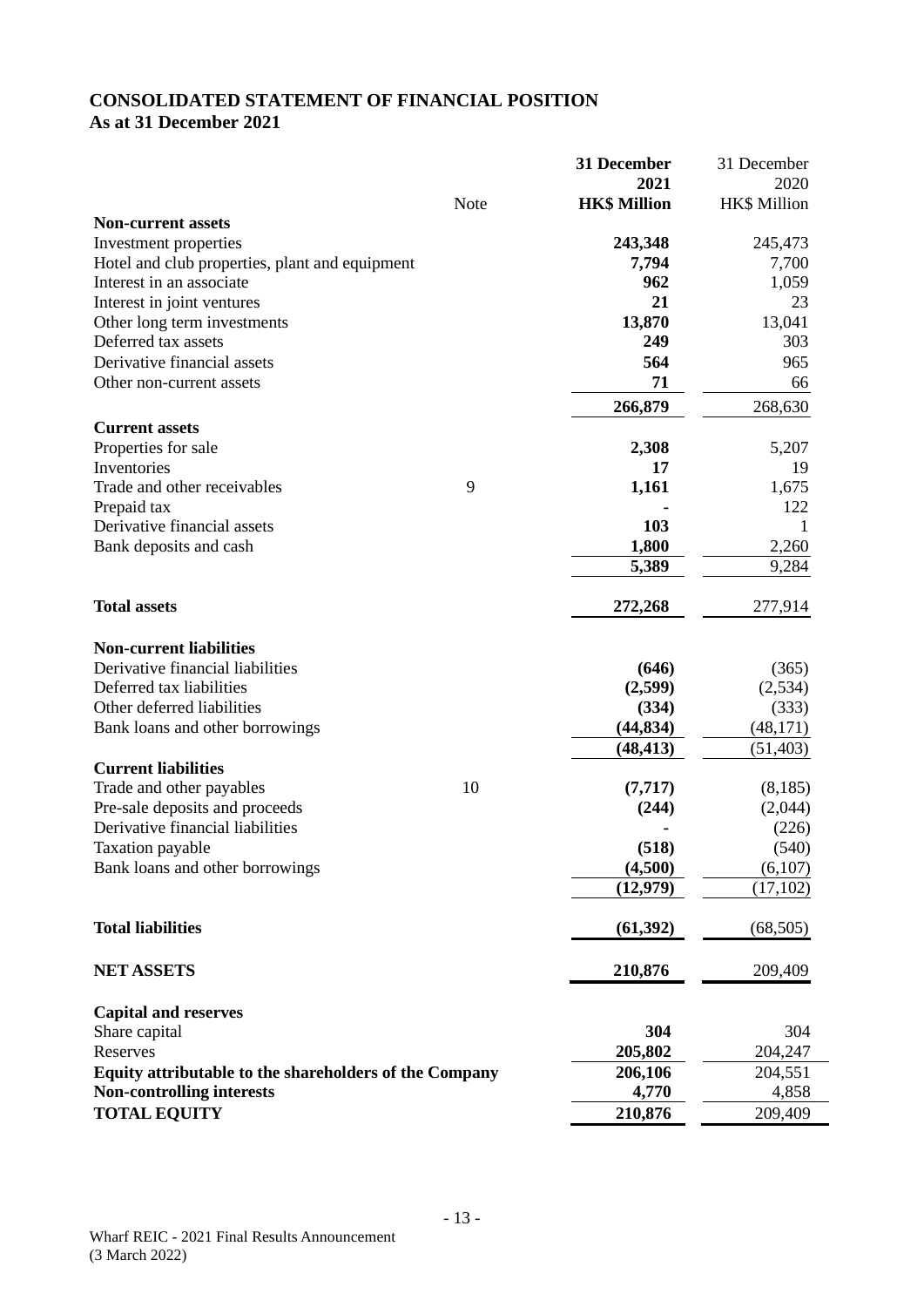# CONSOLIDATED STATEMENT OF FINANCIAL POSITION
## As at 31 December 2021

| | Note | **31 December 2021 HK$ Million** | 31 December 2020 HK$ Million |
|---|---|---|---|
| **Non-current assets** | | | |
| Investment properties | | **243,348** | 245,473 |
| Hotel and club properties, plant and equipment | | **7,794** | 7,700 |
| Interest in an associate | | **962** | 1,059 |
| Interest in joint ventures | | **21** | 23 |
| Other long term investments | | **13,870** | 13,041 |
| Deferred tax assets | | **249** | 303 |
| Derivative financial assets | | **564** | 965 |
| Other non-current assets | | **71** | 66 |
| | | **266,879** | 268,630 |
| **Current assets** | | | |
| Properties for sale | | **2,308** | 5,207 |
| Inventories | | **17** | 19 |
| Trade and other receivables | 9 | **1,161** | 1,675 |
| Prepaid tax | | **-** | 122 |
| Derivative financial assets | | **103** | 1 |
| Bank deposits and cash | | **1,800** | 2,260 |
| | | **5,389** | 9,284 |
| **Total assets** | | **272,268** | 277,914 |
| **Non-current liabilities** | | | |
| Derivative financial liabilities | | **(646)** | (365) |
| Deferred tax liabilities | | **(2,599)** | (2,534) |
| Other deferred liabilities | | **(334)** | (333) |
| Bank loans and other borrowings | | **(44,834)** | (48,171) |
| | | **(48,413)** | (51,403) |
| **Current liabilities** | | | |
| Trade and other payables | 10 | **(7,717)** | (8,185) |
| Pre-sale deposits and proceeds | | **(244)** | (2,044) |
| Derivative financial liabilities | | **-** | (226) |
| Taxation payable | | **(518)** | (540) |
| Bank loans and other borrowings | | **(4,500)** | (6,107) |
| | | **(12,979)** | (17,102) |
| **Total liabilities** | | **(61,392)** | (68,505) |
| **NET ASSETS** | | **210,876** | 209,409 |
| **Capital and reserves** | | | |
| Share capital | | **304** | 304 |
| Reserves | | **205,802** | 204,247 |
| **Equity attributable to the shareholders of the Company** | | **206,106** | 204,551 |
| **Non-controlling interests** | | **4,770** | 4,858 |
| **TOTAL EQUITY** | | **210,876** | 209,409 |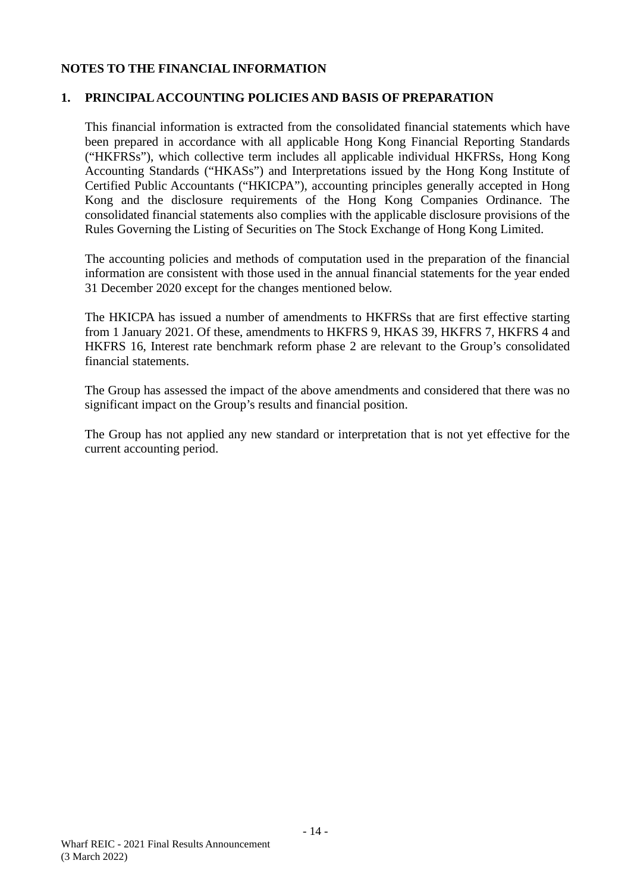## NOTES TO THE FINANCIAL INFORMATION

### 1. PRINCIPAL ACCOUNTING POLICIES AND BASIS OF PREPARATION

This financial information is extracted from the consolidated financial statements which have been prepared in accordance with all applicable Hong Kong Financial Reporting Standards ("HKFRSs"), which collective term includes all applicable individual HKFRSs, Hong Kong Accounting Standards ("HKASs") and Interpretations issued by the Hong Kong Institute of Certified Public Accountants ("HKICPA"), accounting principles generally accepted in Hong Kong and the disclosure requirements of the Hong Kong Companies Ordinance. The consolidated financial statements also complies with the applicable disclosure provisions of the Rules Governing the Listing of Securities on The Stock Exchange of Hong Kong Limited.

The accounting policies and methods of computation used in the preparation of the financial information are consistent with those used in the annual financial statements for the year ended 31 December 2020 except for the changes mentioned below.

The HKICPA has issued a number of amendments to HKFRSs that are first effective starting from 1 January 2021. Of these, amendments to HKFRS 9, HKAS 39, HKFRS 7, HKFRS 4 and HKFRS 16, Interest rate benchmark reform phase 2 are relevant to the Group's consolidated financial statements.

The Group has assessed the impact of the above amendments and considered that there was no significant impact on the Group's results and financial position.

The Group has not applied any new standard or interpretation that is not yet effective for the current accounting period.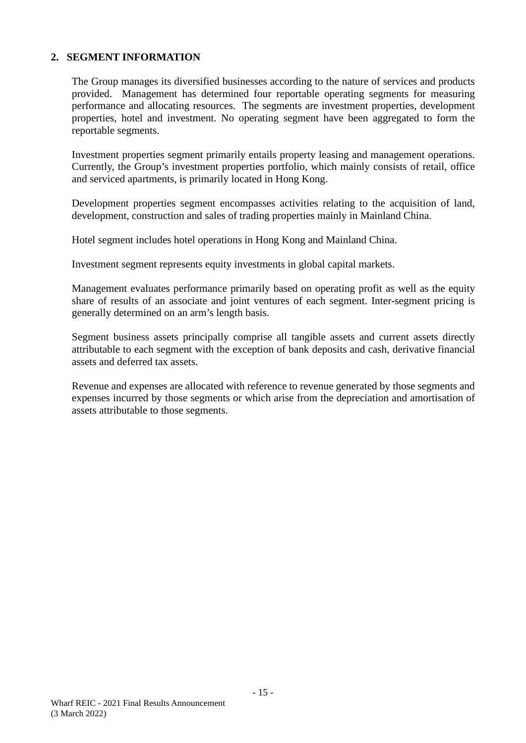## 2. SEGMENT INFORMATION

The Group manages its diversified businesses according to the nature of services and products provided. Management has determined four reportable operating segments for measuring performance and allocating resources. The segments are investment properties, development properties, hotel and investment. No operating segment have been aggregated to form the reportable segments.

Investment properties segment primarily entails property leasing and management operations. Currently, the Group's investment properties portfolio, which mainly consists of retail, office and serviced apartments, is primarily located in Hong Kong.

Development properties segment encompasses activities relating to the acquisition of land, development, construction and sales of trading properties mainly in Mainland China.

Hotel segment includes hotel operations in Hong Kong and Mainland China.

Investment segment represents equity investments in global capital markets.

Management evaluates performance primarily based on operating profit as well as the equity share of results of an associate and joint ventures of each segment. Inter-segment pricing is generally determined on an arm's length basis.

Segment business assets principally comprise all tangible assets and current assets directly attributable to each segment with the exception of bank deposits and cash, derivative financial assets and deferred tax assets.

Revenue and expenses are allocated with reference to revenue generated by those segments and expenses incurred by those segments or which arise from the depreciation and amortisation of assets attributable to those segments.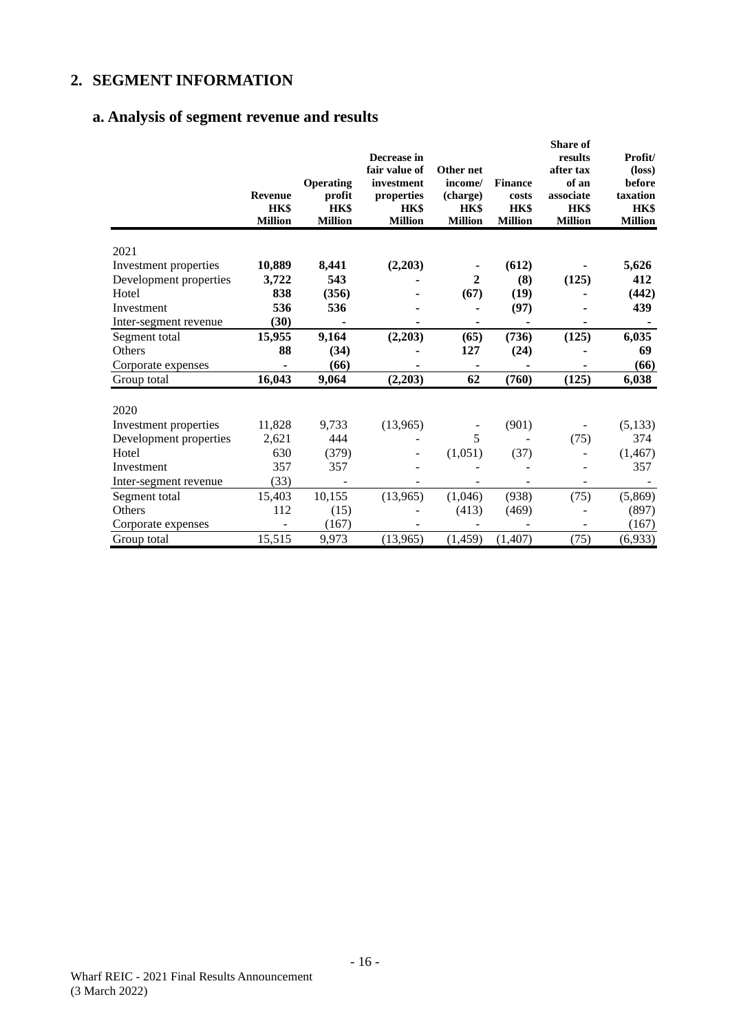## 2. SEGMENT INFORMATION

### a. Analysis of segment revenue and results

| | Revenue HK$ Million | Operating profit HK$ Million | Decrease in fair value of investment properties HK$ Million | Other net income/ (charge) HK$ Million | Finance costs HK$ Million | Share of results after tax of an associate HK$ Million | Profit/ (loss) before taxation HK$ Million |
|---|---|---|---|---|---|---|---|
| **2021** | | | | | | | |
| Investment properties | **10,889** | **8,441** | **(2,203)** | **-** | **(612)** | **-** | **5,626** |
| Development properties | **3,722** | **543** | **-** | **2** | **(8)** | **(125)** | **412** |
| Hotel | **838** | **(356)** | **-** | **(67)** | **(19)** | **-** | **(442)** |
| Investment | **536** | **536** | **-** | **-** | **(97)** | **-** | **439** |
| Inter-segment revenue | **(30)** | **-** | **-** | **-** | **-** | **-** | **-** |
| Segment total | **15,955** | **9,164** | **(2,203)** | **(65)** | **(736)** | **(125)** | **6,035** |
| Others | **88** | **(34)** | **-** | **127** | **(24)** | **-** | **69** |
| Corporate expenses | **-** | **(66)** | **-** | **-** | **-** | **-** | **(66)** |
| Group total | **16,043** | **9,064** | **(2,203)** | **62** | **(760)** | **(125)** | **6,038** |
| **2020** | | | | | | | |
| Investment properties | 11,828 | 9,733 | (13,965) | - | (901) | - | (5,133) |
| Development properties | 2,621 | 444 | - | 5 | - | (75) | 374 |
| Hotel | 630 | (379) | - | (1,051) | (37) | - | (1,467) |
| Investment | 357 | 357 | - | - | - | - | 357 |
| Inter-segment revenue | (33) | - | - | - | - | - | - |
| Segment total | 15,403 | 10,155 | (13,965) | (1,046) | (938) | (75) | (5,869) |
| Others | 112 | (15) | - | (413) | (469) | - | (897) |
| Corporate expenses | - | (167) | - | - | - | - | (167) |
| Group total | 15,515 | 9,973 | (13,965) | (1,459) | (1,407) | (75) | (6,933) |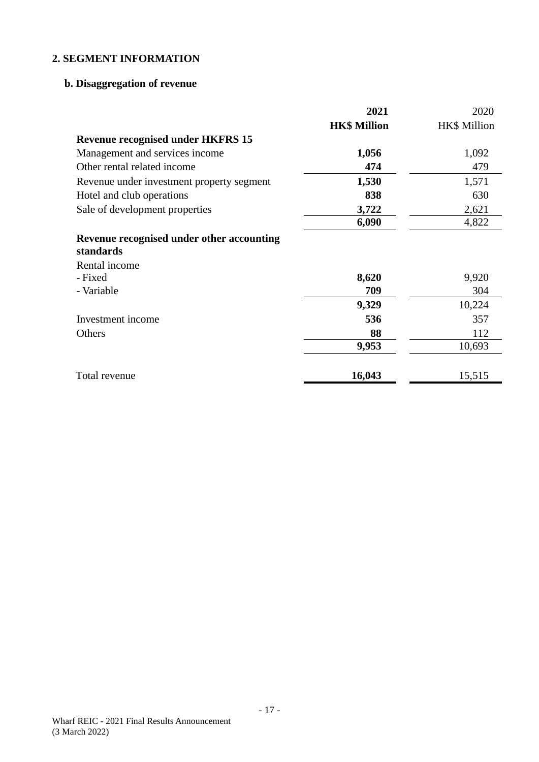## 2. SEGMENT INFORMATION

### b. Disaggregation of revenue

| | **2021** | 2020 |
|---|---|---|
| | **HK$ Million** | HK$ Million |
| **Revenue recognised under HKFRS 15** | | |
| Management and services income | **1,056** | 1,092 |
| Other rental related income | **474** | 479 |
| Revenue under investment property segment | **1,530** | 1,571 |
| Hotel and club operations | **838** | 630 |
| Sale of development properties | **3,722** | 2,621 |
| | **6,090** | 4,822 |
| **Revenue recognised under other accounting standards** | | |
| Rental income | | |
| - Fixed | **8,620** | 9,920 |
| - Variable | **709** | 304 |
| | **9,329** | 10,224 |
| Investment income | **536** | 357 |
| Others | **88** | 112 |
| | **9,953** | 10,693 |
| Total revenue | **16,043** | 15,515 |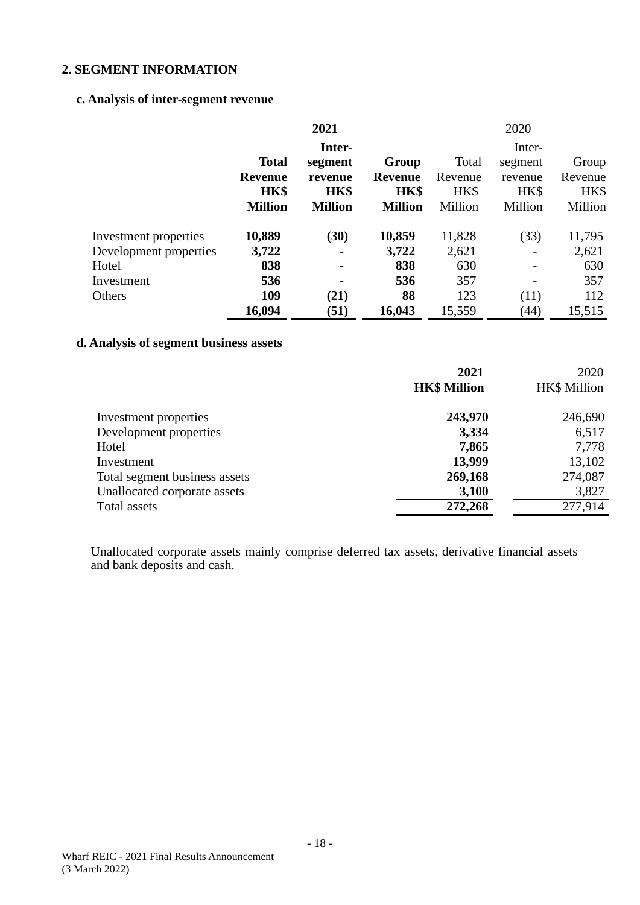## 2. SEGMENT INFORMATION

### c. Analysis of inter-segment revenue

| | 2021 | | | 2020 | | |
|---|---|---|---|---|---|---|
| | **Total Revenue HK$ Million** | **Inter-segment revenue HK$ Million** | **Group Revenue HK$ Million** | Total Revenue HK$ Million | Inter-segment revenue HK$ Million | Group Revenue HK$ Million |
| Investment properties | **10,889** | **(30)** | **10,859** | 11,828 | (33) | 11,795 |
| Development properties | **3,722** | **-** | **3,722** | 2,621 | - | 2,621 |
| Hotel | **838** | **-** | **838** | 630 | - | 630 |
| Investment | **536** | **-** | **536** | 357 | - | 357 |
| Others | **109** | **(21)** | **88** | 123 | (11) | 112 |
| | **16,094** | **(51)** | **16,043** | 15,559 | (44) | 15,515 |

### d. Analysis of segment business assets

| | **2021 HK$ Million** | 2020 HK$ Million |
|---|---|---|
| Investment properties | **243,970** | 246,690 |
| Development properties | **3,334** | 6,517 |
| Hotel | **7,865** | 7,778 |
| Investment | **13,999** | 13,102 |
| Total segment business assets | **269,168** | 274,087 |
| Unallocated corporate assets | **3,100** | 3,827 |
| Total assets | **272,268** | 277,914 |

Unallocated corporate assets mainly comprise deferred tax assets, derivative financial assets and bank deposits and cash.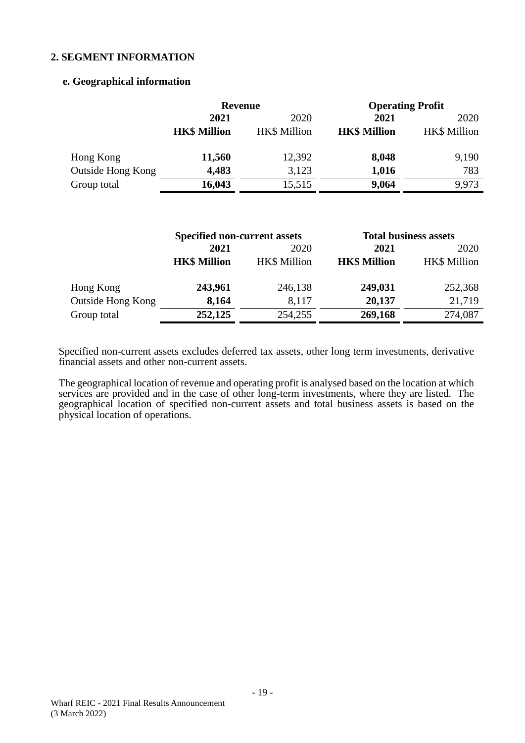## 2. SEGMENT INFORMATION

### e. Geographical information

| | Revenue | | Operating Profit | |
|---|---|---|---|---|
| | **2021** | 2020 | **2021** | 2020 |
| | **HK$ Million** | HK$ Million | **HK$ Million** | HK$ Million |
| Hong Kong | **11,560** | 12,392 | **8,048** | 9,190 |
| Outside Hong Kong | **4,483** | 3,123 | **1,016** | 783 |
| Group total | **16,043** | 15,515 | **9,064** | 9,973 |

| | Specified non-current assets | | Total business assets | |
|---|---|---|---|---|
| | **2021** | 2020 | **2021** | 2020 |
| | **HK$ Million** | HK$ Million | **HK$ Million** | HK$ Million |
| Hong Kong | **243,961** | 246,138 | **249,031** | 252,368 |
| Outside Hong Kong | **8,164** | 8,117 | **20,137** | 21,719 |
| Group total | **252,125** | 254,255 | **269,168** | 274,087 |

Specified non-current assets excludes deferred tax assets, other long term investments, derivative financial assets and other non-current assets.

The geographical location of revenue and operating profit is analysed based on the location at which services are provided and in the case of other long-term investments, where they are listed. The geographical location of specified non-current assets and total business assets is based on the physical location of operations.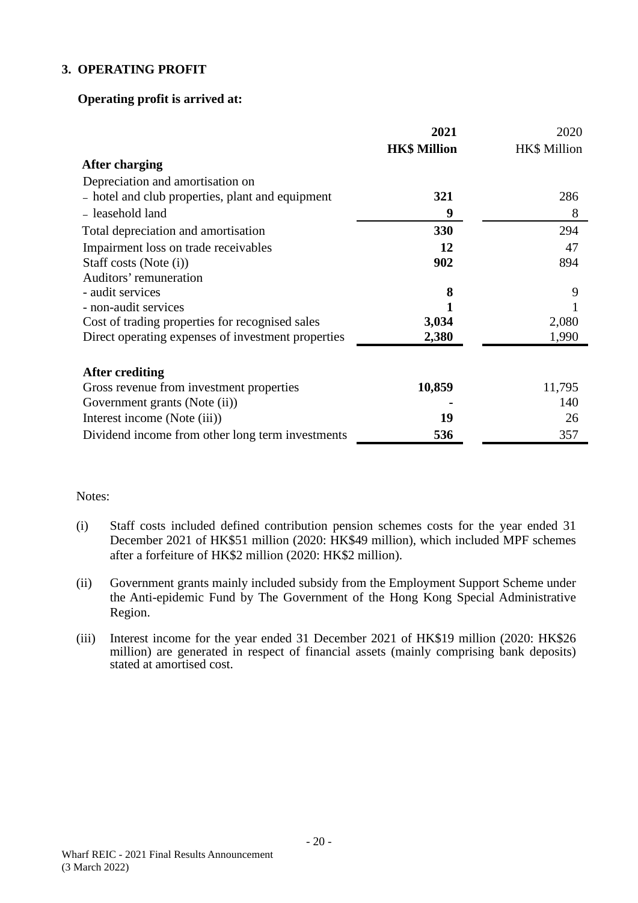### 3. OPERATING PROFIT

**Operating profit is arrived at:**

| | **2021** | 2020 |
|---|---|---|
| | **HK$ Million** | HK$ Million |
| **After charging** | | |
| Depreciation and amortisation on | | |
| – hotel and club properties, plant and equipment | **321** | 286 |
| – leasehold land | **9** | 8 |
| Total depreciation and amortisation | **330** | 294 |
| Impairment loss on trade receivables | **12** | 47 |
| Staff costs (Note (i)) | **902** | 894 |
| Auditors' remuneration | | |
| - audit services | **8** | 9 |
| - non-audit services | **1** | 1 |
| Cost of trading properties for recognised sales | **3,034** | 2,080 |
| Direct operating expenses of investment properties | **2,380** | 1,990 |
| | | |
| **After crediting** | | |
| Gross revenue from investment properties | **10,859** | 11,795 |
| Government grants (Note (ii)) | **-** | 140 |
| Interest income (Note (iii)) | **19** | 26 |
| Dividend income from other long term investments | **536** | 357 |

Notes:

(i) Staff costs included defined contribution pension schemes costs for the year ended 31 December 2021 of HK$51 million (2020: HK$49 million), which included MPF schemes after a forfeiture of HK$2 million (2020: HK$2 million).

(ii) Government grants mainly included subsidy from the Employment Support Scheme under the Anti-epidemic Fund by The Government of the Hong Kong Special Administrative Region.

(iii) Interest income for the year ended 31 December 2021 of HK$19 million (2020: HK$26 million) are generated in respect of financial assets (mainly comprising bank deposits) stated at amortised cost.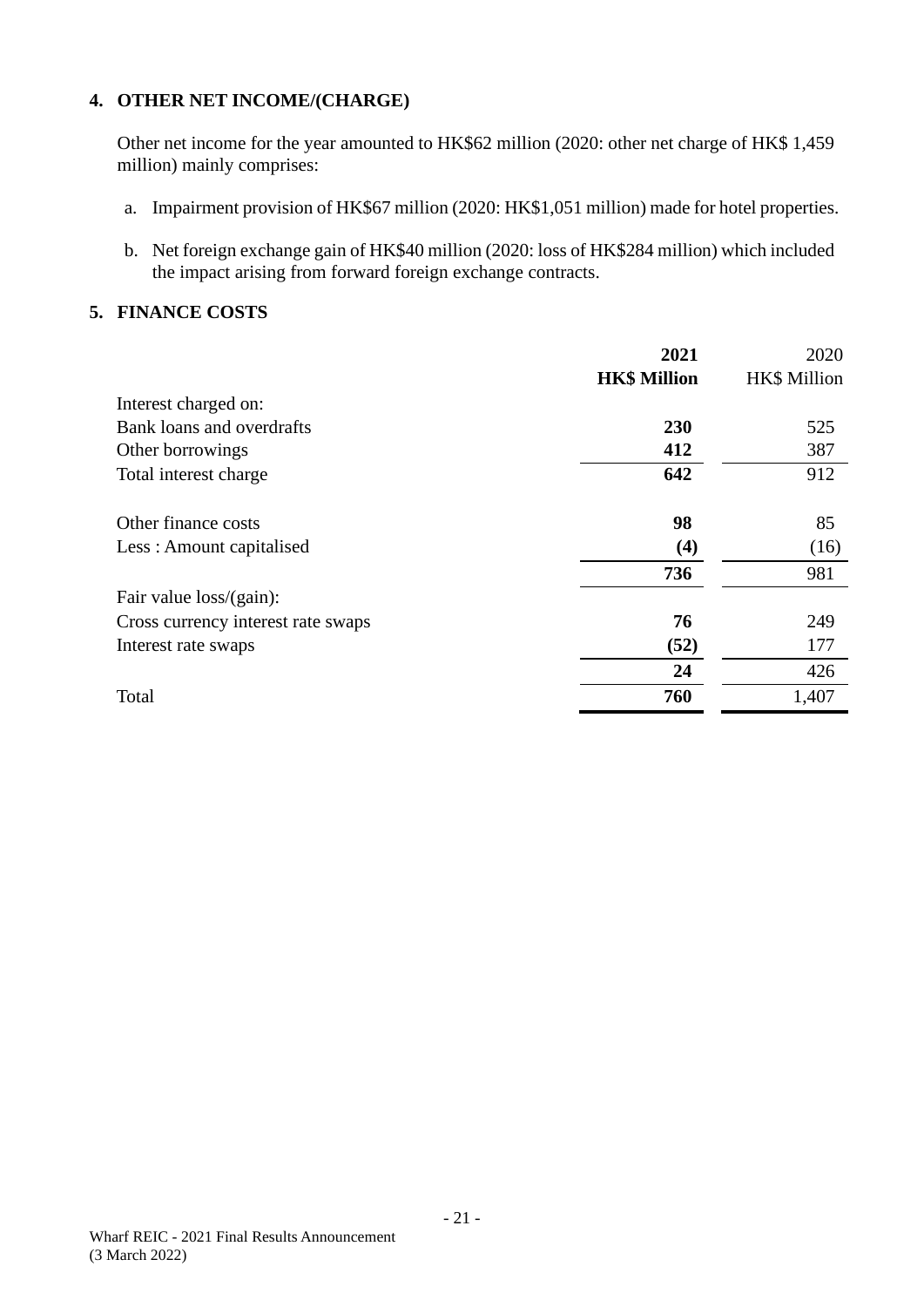## 4. OTHER NET INCOME/(CHARGE)

Other net income for the year amounted to HK$62 million (2020: other net charge of HK$ 1,459 million) mainly comprises:

a. Impairment provision of HK$67 million (2020: HK$1,051 million) made for hotel properties.

b. Net foreign exchange gain of HK$40 million (2020: loss of HK$284 million) which included the impact arising from forward foreign exchange contracts.

## 5. FINANCE COSTS

| | **2021** | 2020 |
|---|---|---|
| | **HK$ Million** | HK$ Million |
| Interest charged on: | | |
| Bank loans and overdrafts | **230** | 525 |
| Other borrowings | **412** | 387 |
| Total interest charge | **642** | 912 |
| | | |
| Other finance costs | **98** | 85 |
| Less : Amount capitalised | **(4)** | (16) |
| | **736** | 981 |
| Fair value loss/(gain): | | |
| Cross currency interest rate swaps | **76** | 249 |
| Interest rate swaps | **(52)** | 177 |
| | **24** | 426 |
| Total | **760** | 1,407 |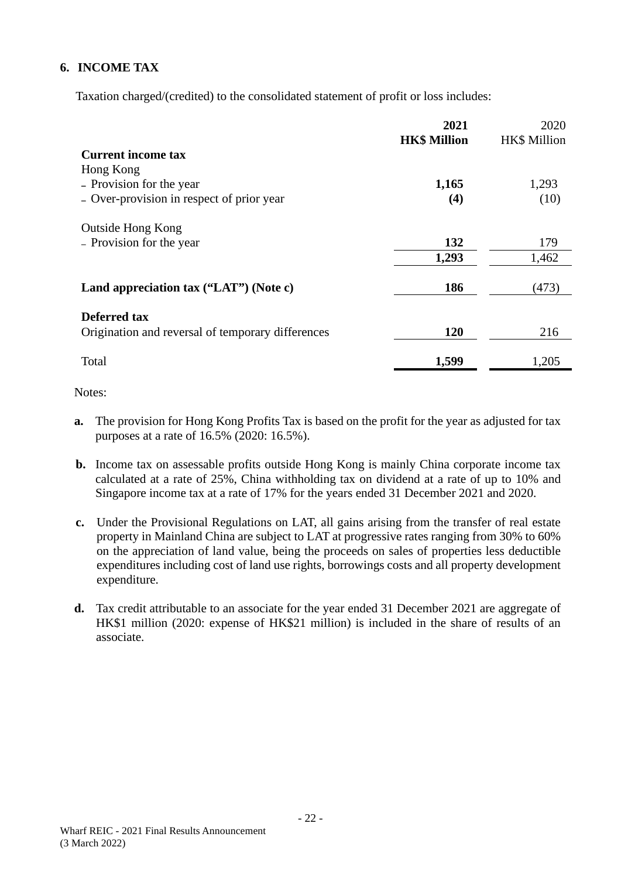## 6. INCOME TAX

Taxation charged/(credited) to the consolidated statement of profit or loss includes:

| | **2021 HK$ Million** | 2020 HK$ Million |
|---|---|---|
| **Current income tax** | | |
| Hong Kong | | |
| – Provision for the year | **1,165** | 1,293 |
| – Over-provision in respect of prior year | **(4)** | (10) |
| | | |
| Outside Hong Kong | | |
| – Provision for the year | **132** | 179 |
| | **1,293** | 1,462 |
| | | |
| **Land appreciation tax ("LAT") (Note c)** | **186** | (473) |
| | | |
| **Deferred tax** | | |
| Origination and reversal of temporary differences | **120** | 216 |
| | | |
| Total | **1,599** | 1,205 |

Notes:

**a.** The provision for Hong Kong Profits Tax is based on the profit for the year as adjusted for tax purposes at a rate of 16.5% (2020: 16.5%).

**b.** Income tax on assessable profits outside Hong Kong is mainly China corporate income tax calculated at a rate of 25%, China withholding tax on dividend at a rate of up to 10% and Singapore income tax at a rate of 17% for the years ended 31 December 2021 and 2020.

**c.** Under the Provisional Regulations on LAT, all gains arising from the transfer of real estate property in Mainland China are subject to LAT at progressive rates ranging from 30% to 60% on the appreciation of land value, being the proceeds on sales of properties less deductible expenditures including cost of land use rights, borrowings costs and all property development expenditure.

**d.** Tax credit attributable to an associate for the year ended 31 December 2021 are aggregate of HK$1 million (2020: expense of HK$21 million) is included in the share of results of an associate.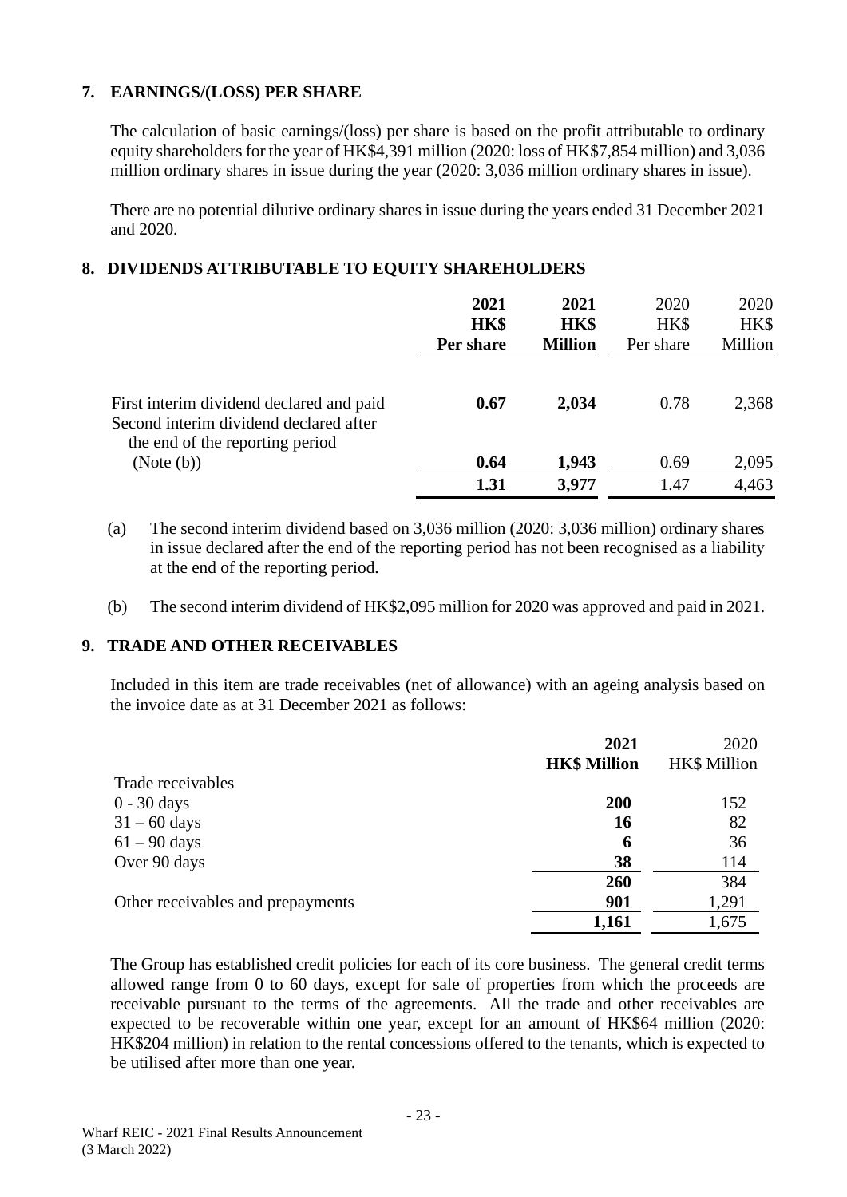## 7. EARNINGS/(LOSS) PER SHARE

The calculation of basic earnings/(loss) per share is based on the profit attributable to ordinary equity shareholders for the year of HK$4,391 million (2020: loss of HK$7,854 million) and 3,036 million ordinary shares in issue during the year (2020: 3,036 million ordinary shares in issue).

There are no potential dilutive ordinary shares in issue during the years ended 31 December 2021 and 2020.

## 8. DIVIDENDS ATTRIBUTABLE TO EQUITY SHAREHOLDERS

| | **2021 HK$ Per share** | **2021 HK$ Million** | 2020 HK$ Per share | 2020 HK$ Million |
|---|---|---|---|---|
| First interim dividend declared and paid | **0.67** | **2,034** | 0.78 | 2,368 |
| Second interim dividend declared after the end of the reporting period (Note (b)) | **0.64** | **1,943** | 0.69 | 2,095 |
| | **1.31** | **3,977** | 1.47 | 4,463 |

(a) The second interim dividend based on 3,036 million (2020: 3,036 million) ordinary shares in issue declared after the end of the reporting period has not been recognised as a liability at the end of the reporting period.

(b) The second interim dividend of HK$2,095 million for 2020 was approved and paid in 2021.

## 9. TRADE AND OTHER RECEIVABLES

Included in this item are trade receivables (net of allowance) with an ageing analysis based on the invoice date as at 31 December 2021 as follows:

| | **2021 HK$ Million** | 2020 HK$ Million |
|---|---|---|
| Trade receivables | | |
| 0 - 30 days | **200** | 152 |
| 31 – 60 days | **16** | 82 |
| 61 – 90 days | **6** | 36 |
| Over 90 days | **38** | 114 |
| | **260** | 384 |
| Other receivables and prepayments | **901** | 1,291 |
| | **1,161** | 1,675 |

The Group has established credit policies for each of its core business. The general credit terms allowed range from 0 to 60 days, except for sale of properties from which the proceeds are receivable pursuant to the terms of the agreements. All the trade and other receivables are expected to be recoverable within one year, except for an amount of HK$64 million (2020: HK$204 million) in relation to the rental concessions offered to the tenants, which is expected to be utilised after more than one year.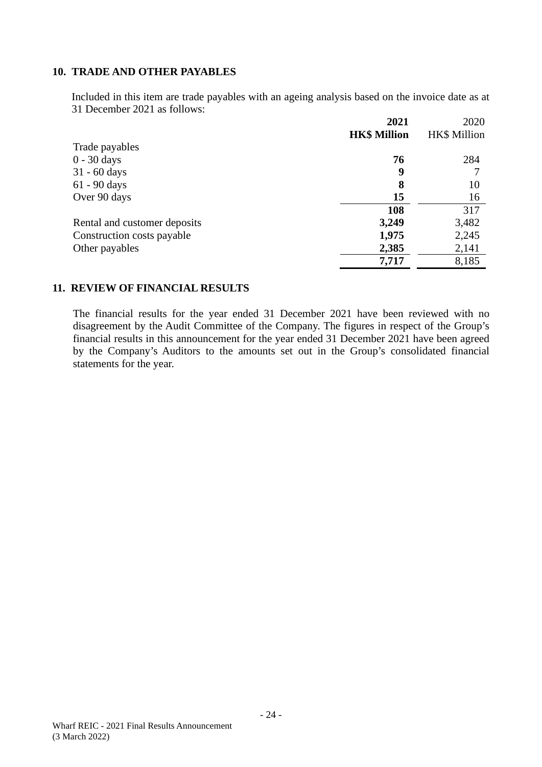## 10. TRADE AND OTHER PAYABLES

Included in this item are trade payables with an ageing analysis based on the invoice date as at 31 December 2021 as follows:

| | **2021** | 2020 |
|---|---|---|
| | **HK$ Million** | HK$ Million |
| Trade payables | | |
| 0 - 30 days | **76** | 284 |
| 31 - 60 days | **9** | 7 |
| 61 - 90 days | **8** | 10 |
| Over 90 days | **15** | 16 |
| | **108** | 317 |
| Rental and customer deposits | **3,249** | 3,482 |
| Construction costs payable | **1,975** | 2,245 |
| Other payables | **2,385** | 2,141 |
| | **7,717** | 8,185 |

## 11. REVIEW OF FINANCIAL RESULTS

The financial results for the year ended 31 December 2021 have been reviewed with no disagreement by the Audit Committee of the Company. The figures in respect of the Group's financial results in this announcement for the year ended 31 December 2021 have been agreed by the Company's Auditors to the amounts set out in the Group's consolidated financial statements for the year.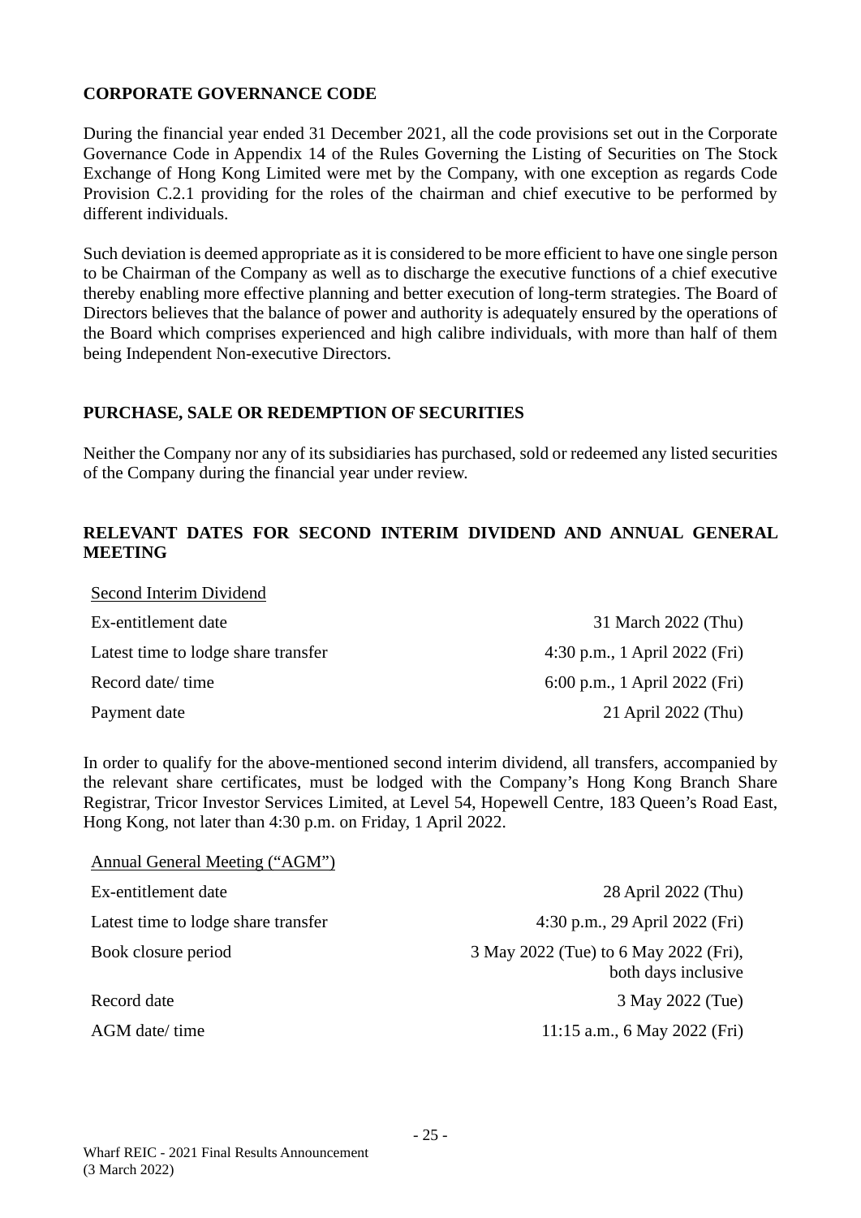## CORPORATE GOVERNANCE CODE

During the financial year ended 31 December 2021, all the code provisions set out in the Corporate Governance Code in Appendix 14 of the Rules Governing the Listing of Securities on The Stock Exchange of Hong Kong Limited were met by the Company, with one exception as regards Code Provision C.2.1 providing for the roles of the chairman and chief executive to be performed by different individuals.

Such deviation is deemed appropriate as it is considered to be more efficient to have one single person to be Chairman of the Company as well as to discharge the executive functions of a chief executive thereby enabling more effective planning and better execution of long-term strategies. The Board of Directors believes that the balance of power and authority is adequately ensured by the operations of the Board which comprises experienced and high calibre individuals, with more than half of them being Independent Non-executive Directors.

## PURCHASE, SALE OR REDEMPTION OF SECURITIES

Neither the Company nor any of its subsidiaries has purchased, sold or redeemed any listed securities of the Company during the financial year under review.

## RELEVANT DATES FOR SECOND INTERIM DIVIDEND AND ANNUAL GENERAL MEETING

<u>Second Interim Dividend</u>

| | |
|---|---|
| Ex-entitlement date | 31 March 2022 (Thu) |
| Latest time to lodge share transfer | 4:30 p.m., 1 April 2022 (Fri) |
| Record date/ time | 6:00 p.m., 1 April 2022 (Fri) |
| Payment date | 21 April 2022 (Thu) |

In order to qualify for the above-mentioned second interim dividend, all transfers, accompanied by the relevant share certificates, must be lodged with the Company's Hong Kong Branch Share Registrar, Tricor Investor Services Limited, at Level 54, Hopewell Centre, 183 Queen's Road East, Hong Kong, not later than 4:30 p.m. on Friday, 1 April 2022.

<u>Annual General Meeting ("AGM")</u>

| | |
|---|---|
| Ex-entitlement date | 28 April 2022 (Thu) |
| Latest time to lodge share transfer | 4:30 p.m., 29 April 2022 (Fri) |
| Book closure period | 3 May 2022 (Tue) to 6 May 2022 (Fri), both days inclusive |
| Record date | 3 May 2022 (Tue) |
| AGM date/ time | 11:15 a.m., 6 May 2022 (Fri) |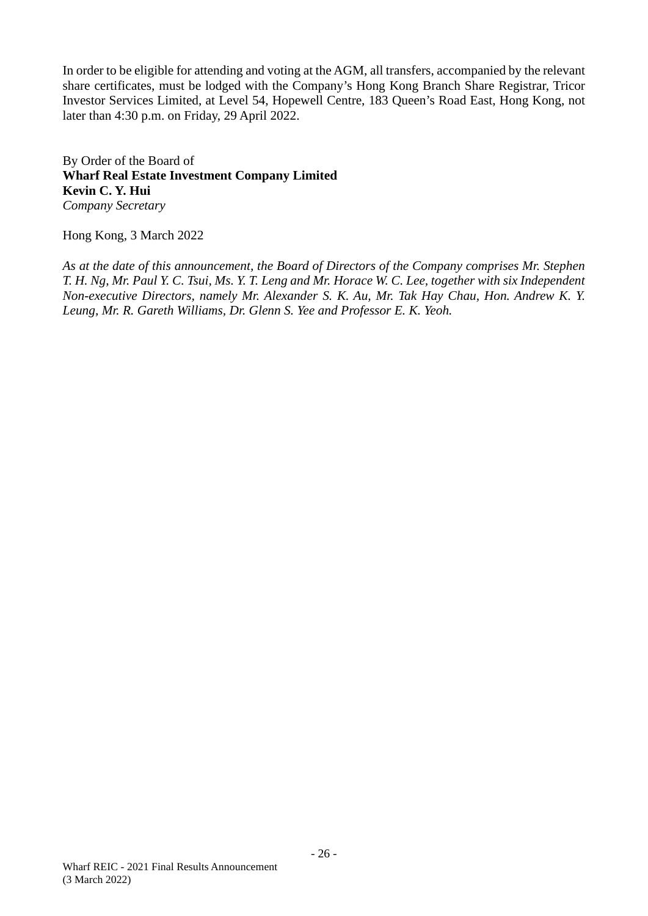In order to be eligible for attending and voting at the AGM, all transfers, accompanied by the relevant share certificates, must be lodged with the Company's Hong Kong Branch Share Registrar, Tricor Investor Services Limited, at Level 54, Hopewell Centre, 183 Queen's Road East, Hong Kong, not later than 4:30 p.m. on Friday, 29 April 2022.

By Order of the Board of
**Wharf Real Estate Investment Company Limited**
**Kevin C. Y. Hui**
*Company Secretary*

Hong Kong, 3 March 2022

*As at the date of this announcement, the Board of Directors of the Company comprises Mr. Stephen T. H. Ng, Mr. Paul Y. C. Tsui, Ms. Y. T. Leng and Mr. Horace W. C. Lee, together with six Independent Non-executive Directors, namely Mr. Alexander S. K. Au, Mr. Tak Hay Chau, Hon. Andrew K. Y. Leung, Mr. R. Gareth Williams, Dr. Glenn S. Yee and Professor E. K. Yeoh.*